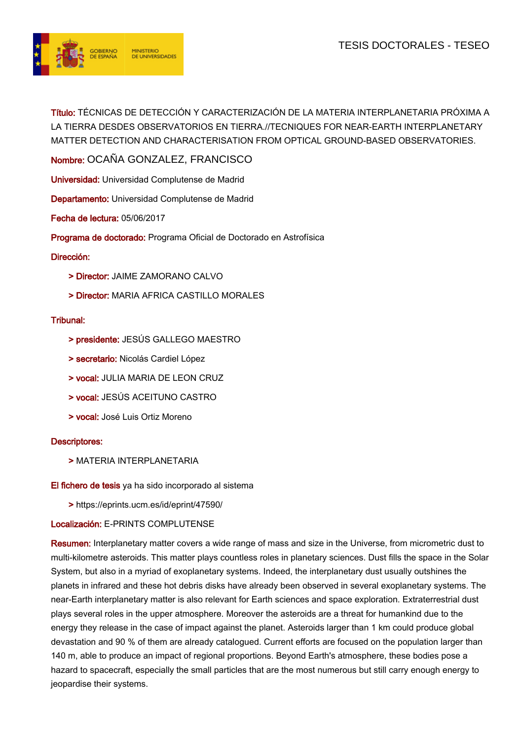TESIS DOCTORALES - TESEO

**Título:** TÉCNICAS DE DETECCIÓN Y CARACTERIZACIÓN DE LA MATERIA INTERPLANETARIA PRÓXIMA A LA TIERRA DESDES OBSERVATORIOS EN TIERRA.//TECNIQUES FOR NEAR-EARTH INTERPLANETARY MATTER DETECTION AND CHARACTERISATION FROM OPTICAL GROUND-BASED OBSERVATORIES.

**Nombre:** OCAÑA GONZALEZ, FRANCISCO

**Universidad:** Universidad Complutense de Madrid

**Departamento:** Universidad Complutense de Madrid

**Fecha de lectura:** 05/06/2017

**Programa de doctorado:** Programa Oficial de Doctorado en Astrofísica

**Dirección:**

- **Director:** JAIME ZAMORANO CALVO
- **Director:** MARIA AFRICA CASTILLO MORALES

**Tribunal:**

- **presidente:** JESÚS GALLEGO MAESTRO
- **secretario:** Nicolás Cardiel López
- **vocal:** JULIA MARIA DE LEON CRUZ
- **vocal:** JESÚS ACEITUNO CASTRO
- **vocal:** José Luis Ortiz Moreno

**Descriptores:**

- MATERIA INTERPLANETARIA

**El fichero de tesis** ya ha sido incorporado al sistema

- https://eprints.ucm.es/id/eprint/47590/

**Localización:** E-PRINTS COMPLUTENSE

**Resumen:** Interplanetary matter covers a wide range of mass and size in the Universe, from micrometric dust to multi-kilometre asteroids. This matter plays countless roles in planetary sciences. Dust fills the space in the Solar System, but also in a myriad of exoplanetary systems. Indeed, the interplanetary dust usually outshines the planets in infrared and these hot debris disks have already been observed in several exoplanetary systems. The near-Earth interplanetary matter is also relevant for Earth sciences and space exploration. Extraterrestrial dust plays several roles in the upper atmosphere. Moreover the asteroids are a threat for humankind due to the energy they release in the case of impact against the planet. Asteroids larger than 1 km could produce global devastation and 90 % of them are already catalogued. Current efforts are focused on the population larger than 140 m, able to produce an impact of regional proportions. Beyond Earth's atmosphere, these bodies pose a hazard to spacecraft, especially the small particles that are the most numerous but still carry enough energy to jeopardise their systems.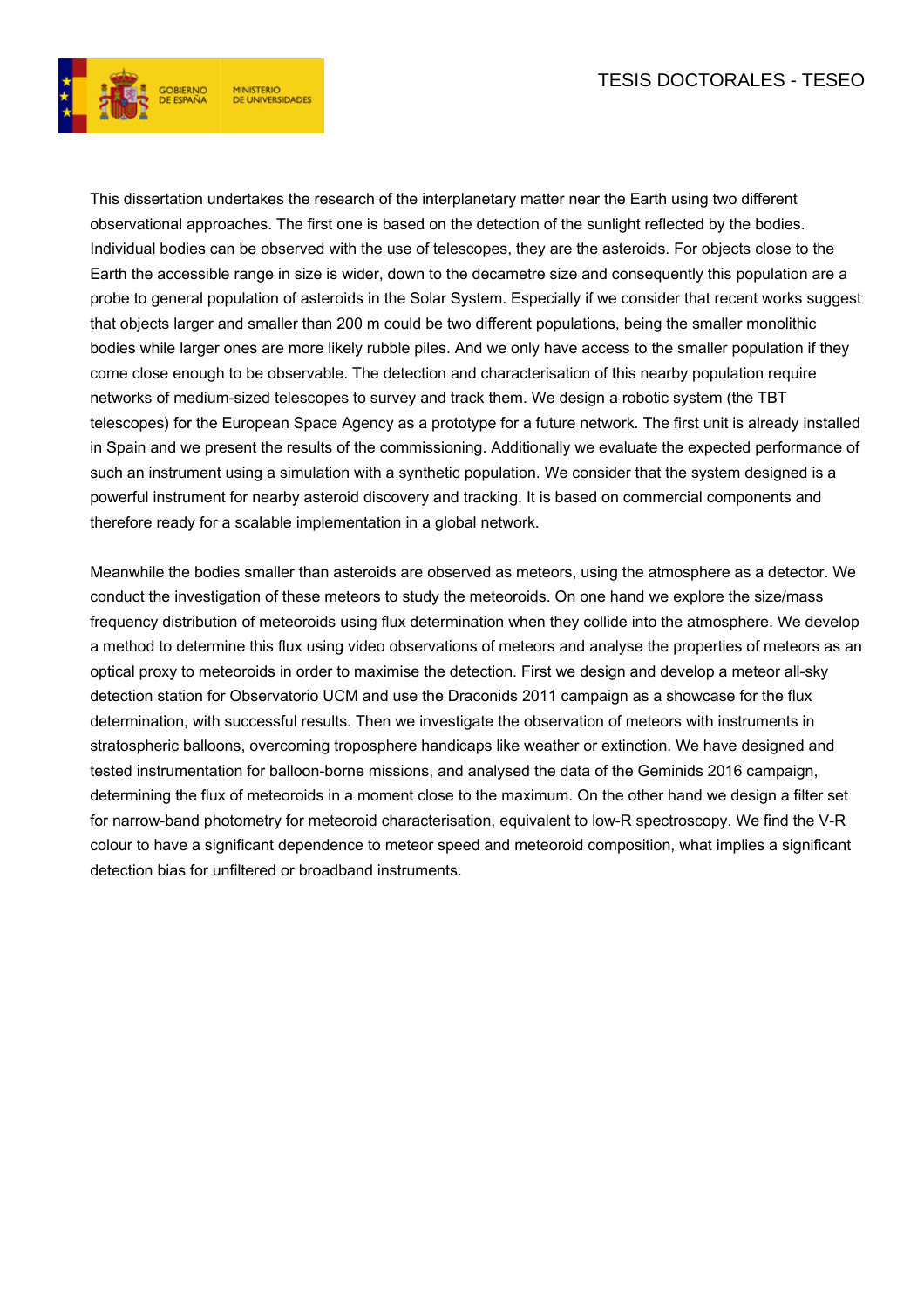This dissertation undertakes the research of the interplanetary matter near the Earth using two different observational approaches. The first one is based on the detection of the sunlight reflected by the bodies. Individual bodies can be observed with the use of telescopes, they are the asteroids. For objects close to the Earth the accessible range in size is wider, down to the decametre size and consequently this population are a probe to general population of asteroids in the Solar System. Especially if we consider that recent works suggest that objects larger and smaller than 200 m could be two different populations, being the smaller monolithic bodies while larger ones are more likely rubble piles. And we only have access to the smaller population if they come close enough to be observable. The detection and characterisation of this nearby population require networks of medium-sized telescopes to survey and track them. We design a robotic system (the TBT telescopes) for the European Space Agency as a prototype for a future network. The first unit is already installed in Spain and we present the results of the commissioning. Additionally we evaluate the expected performance of such an instrument using a simulation with a synthetic population. We consider that the system designed is a powerful instrument for nearby asteroid discovery and tracking. It is based on commercial components and therefore ready for a scalable implementation in a global network.

Meanwhile the bodies smaller than asteroids are observed as meteors, using the atmosphere as a detector. We conduct the investigation of these meteors to study the meteoroids. On one hand we explore the size/mass frequency distribution of meteoroids using flux determination when they collide into the atmosphere. We develop a method to determine this flux using video observations of meteors and analyse the properties of meteors as an optical proxy to meteoroids in order to maximise the detection. First we design and develop a meteor all-sky detection station for Observatorio UCM and use the Draconids 2011 campaign as a showcase for the flux determination, with successful results. Then we investigate the observation of meteors with instruments in stratospheric balloons, overcoming troposphere handicaps like weather or extinction. We have designed and tested instrumentation for balloon-borne missions, and analysed the data of the Geminids 2016 campaign, determining the flux of meteoroids in a moment close to the maximum. On the other hand we design a filter set for narrow-band photometry for meteoroid characterisation, equivalent to low-R spectroscopy. We find the V-R colour to have a significant dependence to meteor speed and meteoroid composition, what implies a significant detection bias for unfiltered or broadband instruments.